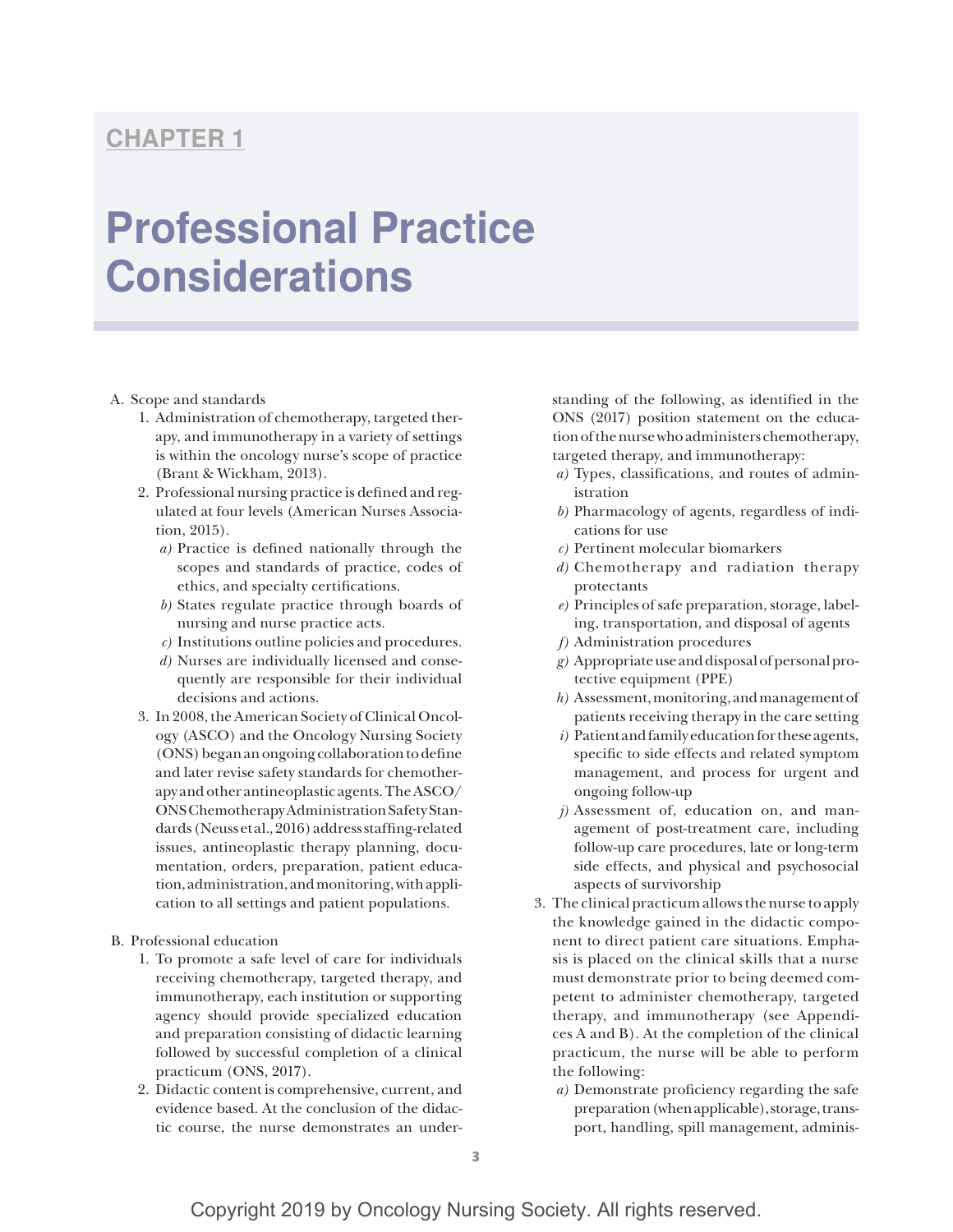CHAPTER 1

# Professional Practice Considerations

A. Scope and standards

1. Administration of chemotherapy, targeted therapy, and immunotherapy in a variety of settings is within the oncology nurse's scope of practice (Brant & Wickham, 2013).
2. Professional nursing practice is defined and regulated at four levels (American Nurses Association, 2015).
   *a)* Practice is defined nationally through the scopes and standards of practice, codes of ethics, and specialty certifications.
   *b)* States regulate practice through boards of nursing and nurse practice acts.
   *c)* Institutions outline policies and procedures.
   *d)* Nurses are individually licensed and consequently are responsible for their individual decisions and actions.
3. In 2008, the American Society of Clinical Oncology (ASCO) and the Oncology Nursing Society (ONS) began an ongoing collaboration to define and later revise safety standards for chemotherapy and other antineoplastic agents. The ASCO/ONS Chemotherapy Administration Safety Standards (Neuss et al., 2016) address staffing-related issues, antineoplastic therapy planning, documentation, orders, preparation, patient education, administration, and monitoring, with application to all settings and patient populations.

B. Professional education

1. To promote a safe level of care for individuals receiving chemotherapy, targeted therapy, and immunotherapy, each institution or supporting agency should provide specialized education and preparation consisting of didactic learning followed by successful completion of a clinical practicum (ONS, 2017).
2. Didactic content is comprehensive, current, and evidence based. At the conclusion of the didactic course, the nurse demonstrates an understanding of the following, as identified in the ONS (2017) position statement on the education of the nurse who administers chemotherapy, targeted therapy, and immunotherapy:
   *a)* Types, classifications, and routes of administration
   *b)* Pharmacology of agents, regardless of indications for use
   *c)* Pertinent molecular biomarkers
   *d)* Chemotherapy and radiation therapy protectants
   *e)* Principles of safe preparation, storage, labeling, transportation, and disposal of agents
   *f)* Administration procedures
   *g)* Appropriate use and disposal of personal protective equipment (PPE)
   *h)* Assessment, monitoring, and management of patients receiving therapy in the care setting
   *i)* Patient and family education for these agents, specific to side effects and related symptom management, and process for urgent and ongoing follow-up
   *j)* Assessment of, education on, and management of post-treatment care, including follow-up care procedures, late or long-term side effects, and physical and psychosocial aspects of survivorship
3. The clinical practicum allows the nurse to apply the knowledge gained in the didactic component to direct patient care situations. Emphasis is placed on the clinical skills that a nurse must demonstrate prior to being deemed competent to administer chemotherapy, targeted therapy, and immunotherapy (see Appendices A and B). At the completion of the clinical practicum, the nurse will be able to perform the following:
   *a)* Demonstrate proficiency regarding the safe preparation (when applicable), storage, transport, handling, spill management, adminis-

Copyright 2019 by Oncology Nursing Society. All rights reserved.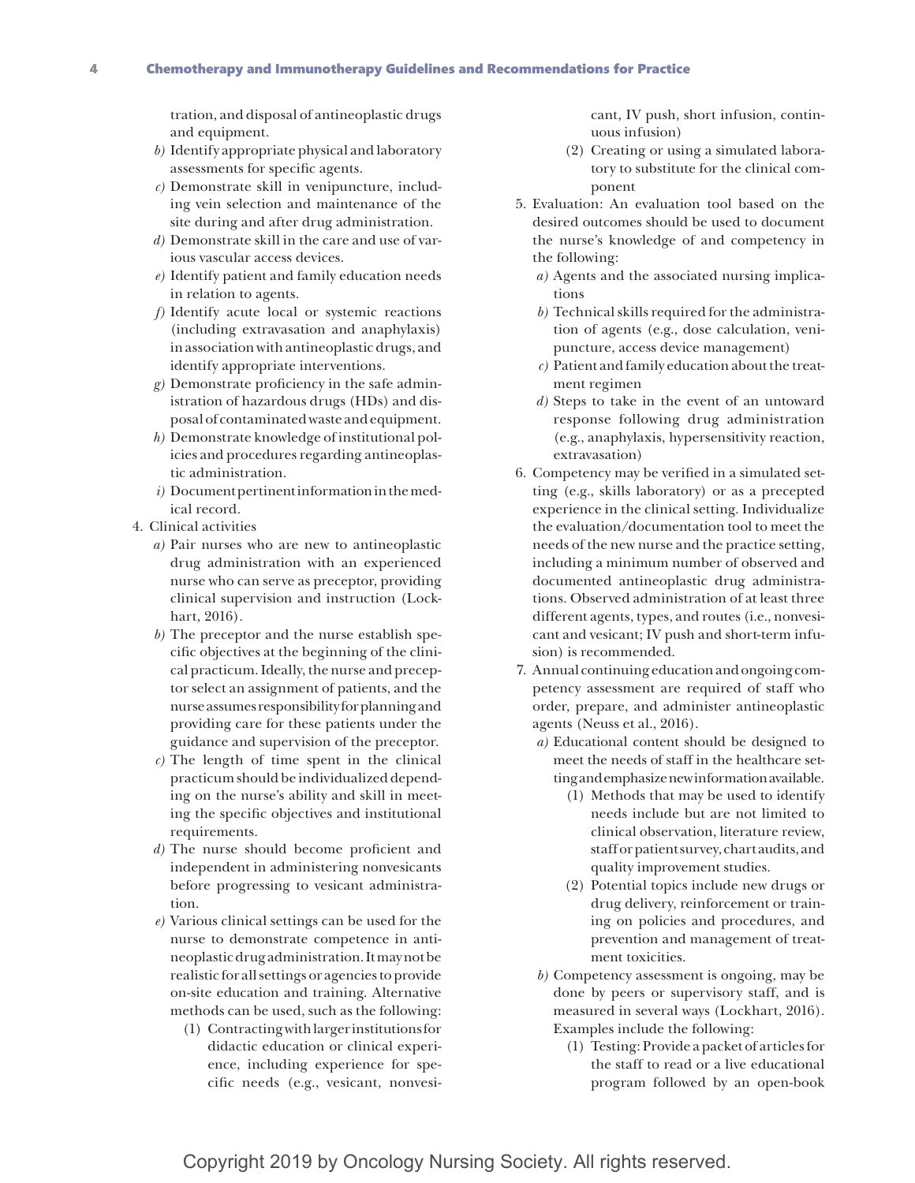tration, and disposal of antineoplastic drugs and equipment.

*b)* Identify appropriate physical and laboratory assessments for specific agents.

*c)* Demonstrate skill in venipuncture, including vein selection and maintenance of the site during and after drug administration.

*d)* Demonstrate skill in the care and use of various vascular access devices.

*e)* Identify patient and family education needs in relation to agents.

*f)* Identify acute local or systemic reactions (including extravasation and anaphylaxis) in association with antineoplastic drugs, and identify appropriate interventions.

*g)* Demonstrate proficiency in the safe administration of hazardous drugs (HDs) and disposal of contaminated waste and equipment.

*h)* Demonstrate knowledge of institutional policies and procedures regarding antineoplastic administration.

*i)* Document pertinent information in the medical record.

4. Clinical activities
   - *a)* Pair nurses who are new to antineoplastic drug administration with an experienced nurse who can serve as preceptor, providing clinical supervision and instruction (Lockhart, 2016).
   - *b)* The preceptor and the nurse establish specific objectives at the beginning of the clinical practicum. Ideally, the nurse and preceptor select an assignment of patients, and the nurse assumes responsibility for planning and providing care for these patients under the guidance and supervision of the preceptor.
   - *c)* The length of time spent in the clinical practicum should be individualized depending on the nurse's ability and skill in meeting the specific objectives and institutional requirements.
   - *d)* The nurse should become proficient and independent in administering nonvesicants before progressing to vesicant administration.
   - *e)* Various clinical settings can be used for the nurse to demonstrate competence in antineoplastic drug administration. It may not be realistic for all settings or agencies to provide on-site education and training. Alternative methods can be used, such as the following:
     - (1) Contracting with larger institutions for didactic education or clinical experience, including experience for specific needs (e.g., vesicant, nonvesicant, IV push, short infusion, continuous infusion)
     - (2) Creating or using a simulated laboratory to substitute for the clinical component
5. Evaluation: An evaluation tool based on the desired outcomes should be used to document the nurse's knowledge of and competency in the following:
   - *a)* Agents and the associated nursing implications
   - *b)* Technical skills required for the administration of agents (e.g., dose calculation, venipuncture, access device management)
   - *c)* Patient and family education about the treatment regimen
   - *d)* Steps to take in the event of an untoward response following drug administration (e.g., anaphylaxis, hypersensitivity reaction, extravasation)
6. Competency may be verified in a simulated setting (e.g., skills laboratory) or as a precepted experience in the clinical setting. Individualize the evaluation/documentation tool to meet the needs of the new nurse and the practice setting, including a minimum number of observed and documented antineoplastic drug administrations. Observed administration of at least three different agents, types, and routes (i.e., nonvesicant and vesicant; IV push and short-term infusion) is recommended.
7. Annual continuing education and ongoing competency assessment are required of staff who order, prepare, and administer antineoplastic agents (Neuss et al., 2016).
   - *a)* Educational content should be designed to meet the needs of staff in the healthcare setting and emphasize new information available.
     - (1) Methods that may be used to identify needs include but are not limited to clinical observation, literature review, staff or patient survey, chart audits, and quality improvement studies.
     - (2) Potential topics include new drugs or drug delivery, reinforcement or training on policies and procedures, and prevention and management of treatment toxicities.
   - *b)* Competency assessment is ongoing, may be done by peers or supervisory staff, and is measured in several ways (Lockhart, 2016). Examples include the following:
     - (1) Testing: Provide a packet of articles for the staff to read or a live educational program followed by an open-book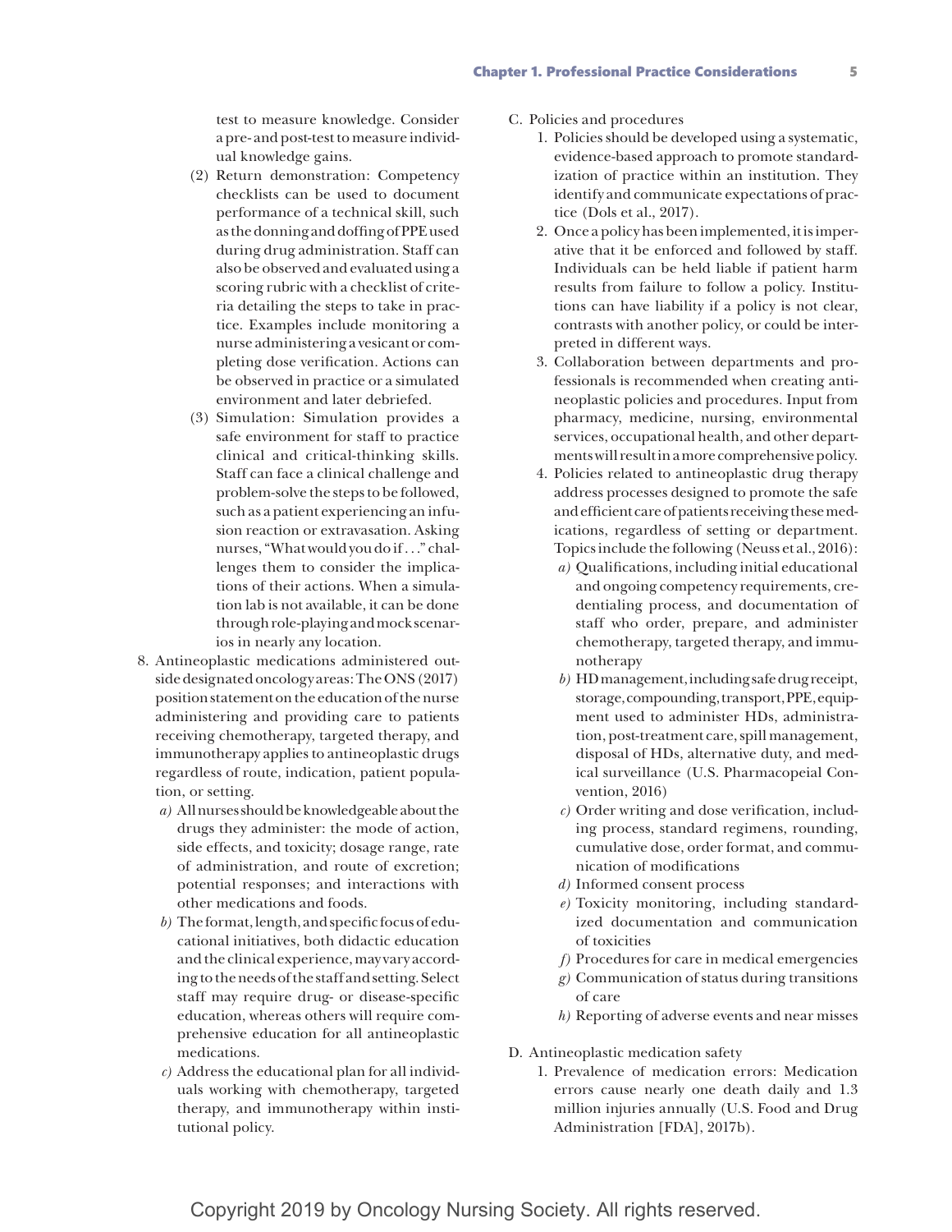test to measure knowledge. Consider a pre- and post-test to measure individual knowledge gains.

(2) Return demonstration: Competency checklists can be used to document performance of a technical skill, such as the donning and doffing of PPE used during drug administration. Staff can also be observed and evaluated using a scoring rubric with a checklist of criteria detailing the steps to take in practice. Examples include monitoring a nurse administering a vesicant or completing dose verification. Actions can be observed in practice or a simulated environment and later debriefed.

(3) Simulation: Simulation provides a safe environment for staff to practice clinical and critical-thinking skills. Staff can face a clinical challenge and problem-solve the steps to be followed, such as a patient experiencing an infusion reaction or extravasation. Asking nurses, "What would you do if . . ." challenges them to consider the implications of their actions. When a simulation lab is not available, it can be done through role-playing and mock scenarios in nearly any location.

8. Antineoplastic medications administered outside designated oncology areas: The ONS (2017) position statement on the education of the nurse administering and providing care to patients receiving chemotherapy, targeted therapy, and immunotherapy applies to antineoplastic drugs regardless of route, indication, patient population, or setting.
   *a)* All nurses should be knowledgeable about the drugs they administer: the mode of action, side effects, and toxicity; dosage range, rate of administration, and route of excretion; potential responses; and interactions with other medications and foods.
   *b)* The format, length, and specific focus of educational initiatives, both didactic education and the clinical experience, may vary according to the needs of the staff and setting. Select staff may require drug- or disease-specific education, whereas others will require comprehensive education for all antineoplastic medications.
   *c)* Address the educational plan for all individuals working with chemotherapy, targeted therapy, and immunotherapy within institutional policy.

C. Policies and procedures

1. Policies should be developed using a systematic, evidence-based approach to promote standardization of practice within an institution. They identify and communicate expectations of practice (Dols et al., 2017).
2. Once a policy has been implemented, it is imperative that it be enforced and followed by staff. Individuals can be held liable if patient harm results from failure to follow a policy. Institutions can have liability if a policy is not clear, contrasts with another policy, or could be interpreted in different ways.
3. Collaboration between departments and professionals is recommended when creating antineoplastic policies and procedures. Input from pharmacy, medicine, nursing, environmental services, occupational health, and other departments will result in a more comprehensive policy.
4. Policies related to antineoplastic drug therapy address processes designed to promote the safe and efficient care of patients receiving these medications, regardless of setting or department. Topics include the following (Neuss et al., 2016):
   *a)* Qualifications, including initial educational and ongoing competency requirements, credentialing process, and documentation of staff who order, prepare, and administer chemotherapy, targeted therapy, and immunotherapy
   *b)* HD management, including safe drug receipt, storage, compounding, transport, PPE, equipment used to administer HDs, administration, post-treatment care, spill management, disposal of HDs, alternative duty, and medical surveillance (U.S. Pharmacopeial Convention, 2016)
   *c)* Order writing and dose verification, including process, standard regimens, rounding, cumulative dose, order format, and communication of modifications
   *d)* Informed consent process
   *e)* Toxicity monitoring, including standardized documentation and communication of toxicities
   *f)* Procedures for care in medical emergencies
   *g)* Communication of status during transitions of care
   *h)* Reporting of adverse events and near misses

D. Antineoplastic medication safety

1. Prevalence of medication errors: Medication errors cause nearly one death daily and 1.3 million injuries annually (U.S. Food and Drug Administration [FDA], 2017b).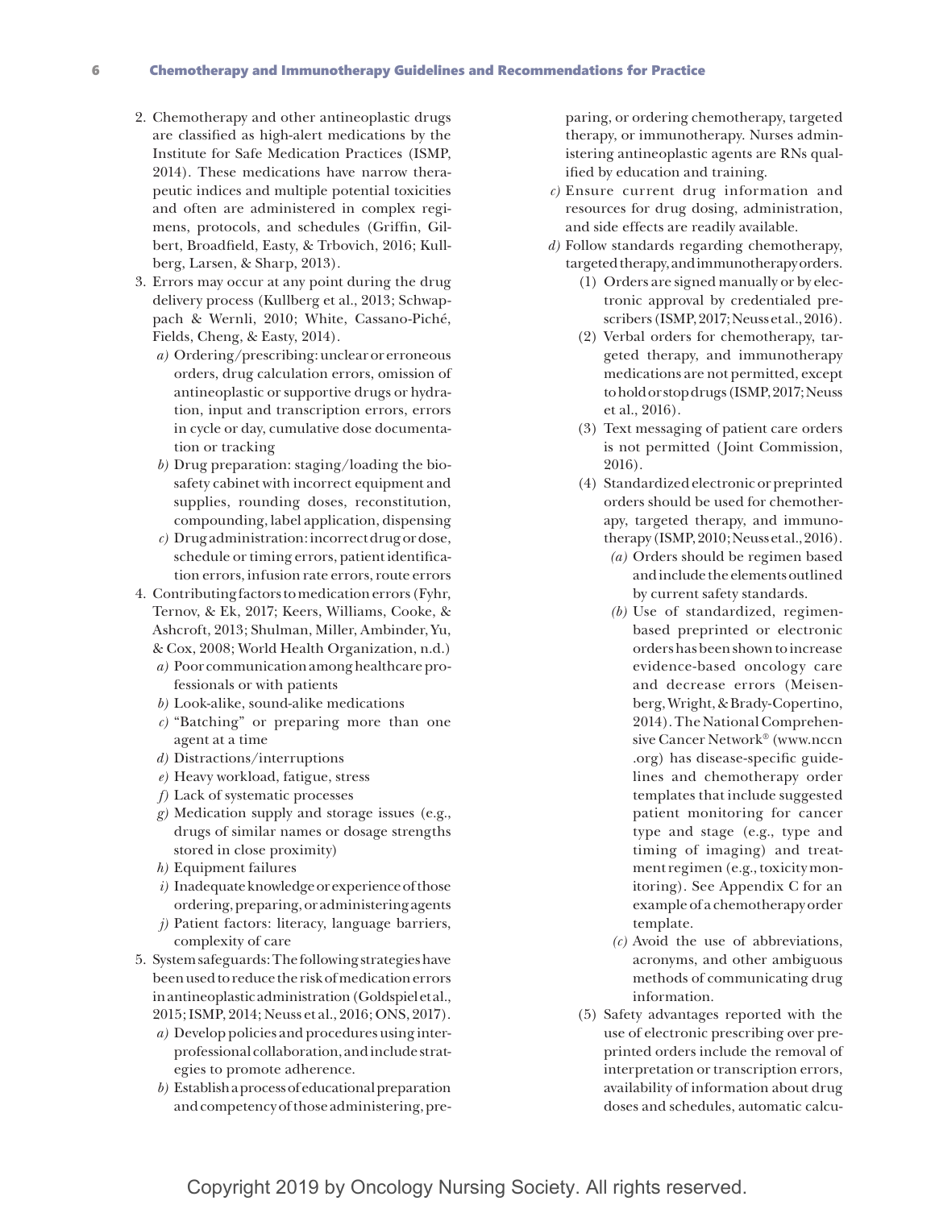2. Chemotherapy and other antineoplastic drugs are classified as high-alert medications by the Institute for Safe Medication Practices (ISMP, 2014). These medications have narrow therapeutic indices and multiple potential toxicities and often are administered in complex regimens, protocols, and schedules (Griffin, Gilbert, Broadfield, Easty, & Trbovich, 2016; Kullberg, Larsen, & Sharp, 2013).
3. Errors may occur at any point during the drug delivery process (Kullberg et al., 2013; Schwappach & Wernli, 2010; White, Cassano-Piché, Fields, Cheng, & Easty, 2014).
   - *a)* Ordering/prescribing: unclear or erroneous orders, drug calculation errors, omission of antineoplastic or supportive drugs or hydration, input and transcription errors, errors in cycle or day, cumulative dose documentation or tracking
   - *b)* Drug preparation: staging/loading the biosafety cabinet with incorrect equipment and supplies, rounding doses, reconstitution, compounding, label application, dispensing
   - *c)* Drug administration: incorrect drug or dose, schedule or timing errors, patient identification errors, infusion rate errors, route errors
4. Contributing factors to medication errors (Fyhr, Ternov, & Ek, 2017; Keers, Williams, Cooke, & Ashcroft, 2013; Shulman, Miller, Ambinder, Yu, & Cox, 2008; World Health Organization, n.d.)
   - *a)* Poor communication among healthcare professionals or with patients
   - *b)* Look-alike, sound-alike medications
   - *c)* "Batching" or preparing more than one agent at a time
   - *d)* Distractions/interruptions
   - *e)* Heavy workload, fatigue, stress
   - *f)* Lack of systematic processes
   - *g)* Medication supply and storage issues (e.g., drugs of similar names or dosage strengths stored in close proximity)
   - *h)* Equipment failures
   - *i)* Inadequate knowledge or experience of those ordering, preparing, or administering agents
   - *j)* Patient factors: literacy, language barriers, complexity of care
5. System safeguards: The following strategies have been used to reduce the risk of medication errors in antineoplastic administration (Goldspiel et al., 2015; ISMP, 2014; Neuss et al., 2016; ONS, 2017).
   - *a)* Develop policies and procedures using interprofessional collaboration, and include strategies to promote adherence.
   - *b)* Establish a process of educational preparation and competency of those administering, preparing, or ordering chemotherapy, targeted therapy, or immunotherapy. Nurses administering antineoplastic agents are RNs qualified by education and training.
   - *c)* Ensure current drug information and resources for drug dosing, administration, and side effects are readily available.
   - *d)* Follow standards regarding chemotherapy, targeted therapy, and immunotherapy orders.
     - (1) Orders are signed manually or by electronic approval by credentialed prescribers (ISMP, 2017; Neuss et al., 2016).
     - (2) Verbal orders for chemotherapy, targeted therapy, and immunotherapy medications are not permitted, except to hold or stop drugs (ISMP, 2017; Neuss et al., 2016).
     - (3) Text messaging of patient care orders is not permitted (Joint Commission, 2016).
     - (4) Standardized electronic or preprinted orders should be used for chemotherapy, targeted therapy, and immunotherapy (ISMP, 2010; Neuss et al., 2016).
       - *(a)* Orders should be regimen based and include the elements outlined by current safety standards.
       - *(b)* Use of standardized, regimen-based preprinted or electronic orders has been shown to increase evidence-based oncology care and decrease errors (Meisenberg, Wright, & Brady-Copertino, 2014). The National Comprehensive Cancer Network® (www.nccn.org) has disease-specific guidelines and chemotherapy order templates that include suggested patient monitoring for cancer type and stage (e.g., type and timing of imaging) and treatment regimen (e.g., toxicity monitoring). See Appendix C for an example of a chemotherapy order template.
       - *(c)* Avoid the use of abbreviations, acronyms, and other ambiguous methods of communicating drug information.
     - (5) Safety advantages reported with the use of electronic prescribing over preprinted orders include the removal of interpretation or transcription errors, availability of information about drug doses and schedules, automatic calcu-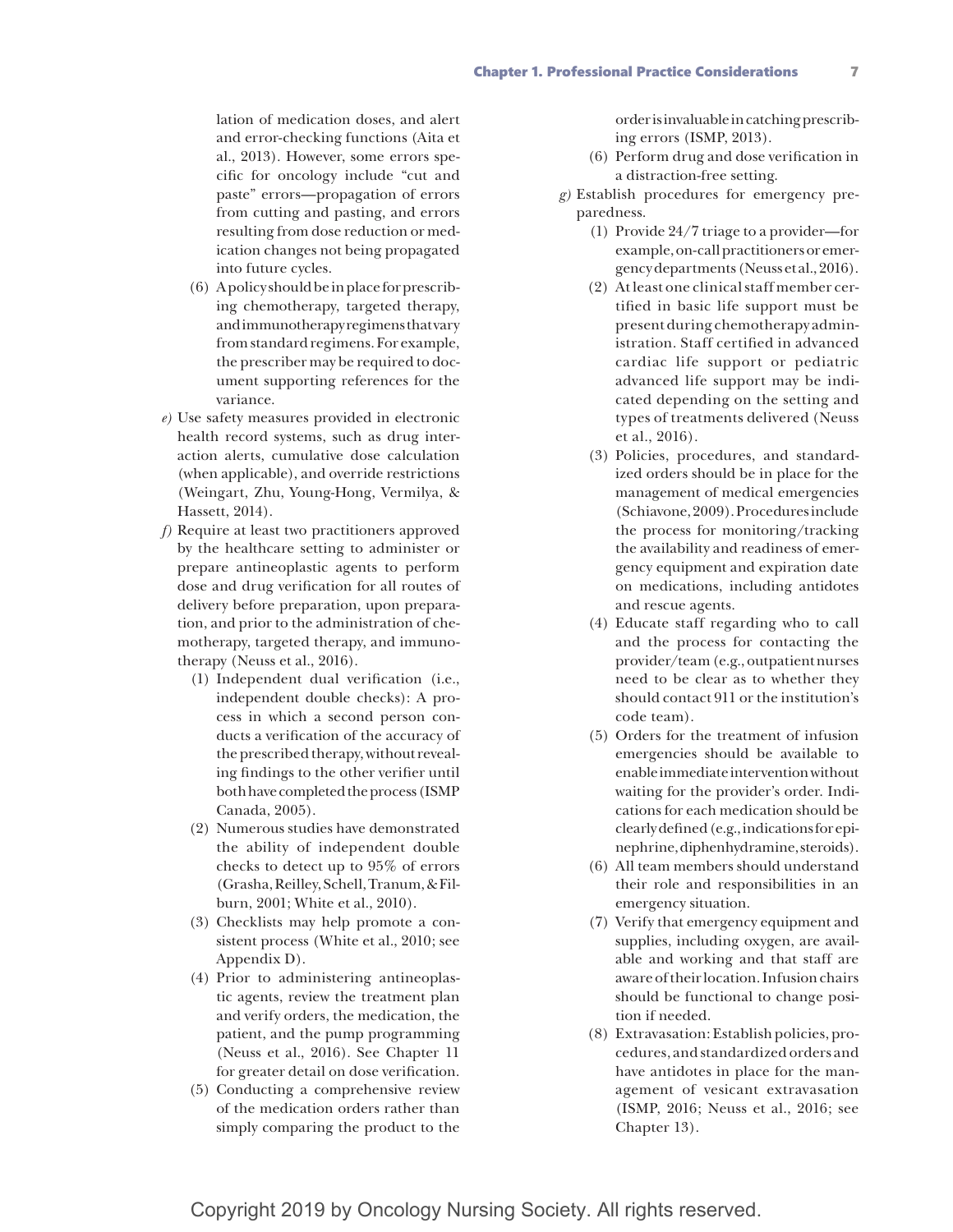lation of medication doses, and alert and error-checking functions (Aita et al., 2013). However, some errors specific for oncology include "cut and paste" errors—propagation of errors from cutting and pasting, and errors resulting from dose reduction or medication changes not being propagated into future cycles.

(6) A policy should be in place for prescribing chemotherapy, targeted therapy, and immunotherapy regimens that vary from standard regimens. For example, the prescriber may be required to document supporting references for the variance.

*e)* Use safety measures provided in electronic health record systems, such as drug interaction alerts, cumulative dose calculation (when applicable), and override restrictions (Weingart, Zhu, Young-Hong, Vermilya, & Hassett, 2014).

*f)* Require at least two practitioners approved by the healthcare setting to administer or prepare antineoplastic agents to perform dose and drug verification for all routes of delivery before preparation, upon preparation, and prior to the administration of chemotherapy, targeted therapy, and immunotherapy (Neuss et al., 2016).

(1) Independent dual verification (i.e., independent double checks): A process in which a second person conducts a verification of the accuracy of the prescribed therapy, without revealing findings to the other verifier until both have completed the process (ISMP Canada, 2005).

(2) Numerous studies have demonstrated the ability of independent double checks to detect up to 95% of errors (Grasha, Reilley, Schell, Tranum, & Filburn, 2001; White et al., 2010).

(3) Checklists may help promote a consistent process (White et al., 2010; see Appendix D).

(4) Prior to administering antineoplastic agents, review the treatment plan and verify orders, the medication, the patient, and the pump programming (Neuss et al., 2016). See Chapter 11 for greater detail on dose verification.

(5) Conducting a comprehensive review of the medication orders rather than simply comparing the product to the order is invaluable in catching prescribing errors (ISMP, 2013).

(6) Perform drug and dose verification in a distraction-free setting.

*g)* Establish procedures for emergency preparedness.

(1) Provide 24/7 triage to a provider—for example, on-call practitioners or emergency departments (Neuss et al., 2016).

(2) At least one clinical staff member certified in basic life support must be present during chemotherapy administration. Staff certified in advanced cardiac life support or pediatric advanced life support may be indicated depending on the setting and types of treatments delivered (Neuss et al., 2016).

(3) Policies, procedures, and standardized orders should be in place for the management of medical emergencies (Schiavone, 2009). Procedures include the process for monitoring/tracking the availability and readiness of emergency equipment and expiration date on medications, including antidotes and rescue agents.

(4) Educate staff regarding who to call and the process for contacting the provider/team (e.g., outpatient nurses need to be clear as to whether they should contact 911 or the institution's code team).

(5) Orders for the treatment of infusion emergencies should be available to enable immediate intervention without waiting for the provider's order. Indications for each medication should be clearly defined (e.g., indications for epinephrine, diphenhydramine, steroids).

(6) All team members should understand their role and responsibilities in an emergency situation.

(7) Verify that emergency equipment and supplies, including oxygen, are available and working and that staff are aware of their location. Infusion chairs should be functional to change position if needed.

(8) Extravasation: Establish policies, procedures, and standardized orders and have antidotes in place for the management of vesicant extravasation (ISMP, 2016; Neuss et al., 2016; see Chapter 13).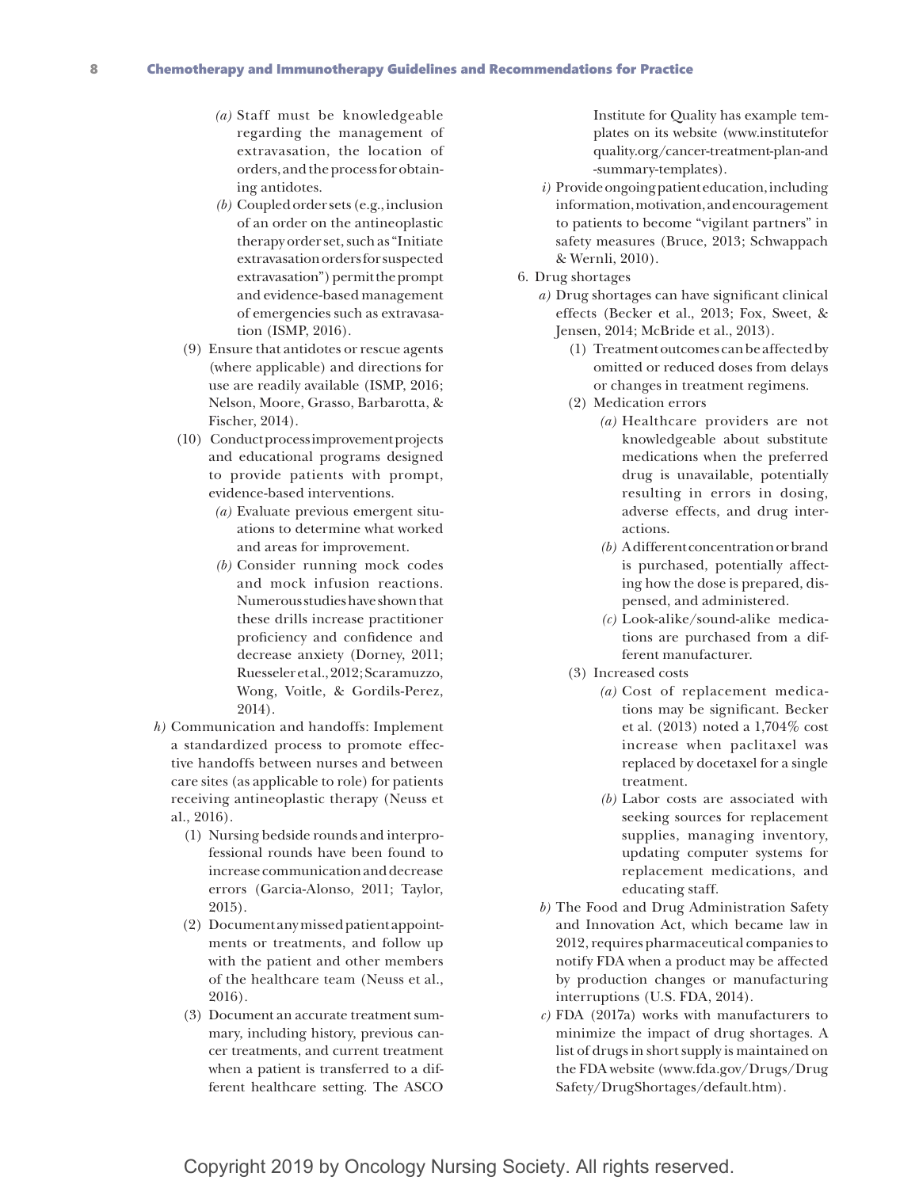- *(a)* Staff must be knowledgeable regarding the management of extravasation, the location of orders, and the process for obtaining antidotes.
  - *(b)* Coupled order sets (e.g., inclusion of an order on the antineoplastic therapy order set, such as "Initiate extravasation orders for suspected extravasation") permit the prompt and evidence-based management of emergencies such as extravasation (ISMP, 2016).

(9) Ensure that antidotes or rescue agents (where applicable) and directions for use are readily available (ISMP, 2016; Nelson, Moore, Grasso, Barbarotta, & Fischer, 2014).

(10) Conduct process improvement projects and educational programs designed to provide patients with prompt, evidence-based interventions.
  - *(a)* Evaluate previous emergent situations to determine what worked and areas for improvement.
  - *(b)* Consider running mock codes and mock infusion reactions. Numerous studies have shown that these drills increase practitioner proficiency and confidence and decrease anxiety (Dorney, 2011; Ruesseler et al., 2012; Scaramuzzo, Wong, Voitle, & Gordils-Perez, 2014).

*h)* Communication and handoffs: Implement a standardized process to promote effective handoffs between nurses and between care sites (as applicable to role) for patients receiving antineoplastic therapy (Neuss et al., 2016).

(1) Nursing bedside rounds and interprofessional rounds have been found to increase communication and decrease errors (Garcia-Alonso, 2011; Taylor, 2015).

(2) Document any missed patient appointments or treatments, and follow up with the patient and other members of the healthcare team (Neuss et al., 2016).

(3) Document an accurate treatment summary, including history, previous cancer treatments, and current treatment when a patient is transferred to a different healthcare setting. The ASCO Institute for Quality has example templates on its website (www.instituteforquality.org/cancer-treatment-plan-and-summary-templates).

*i)* Provide ongoing patient education, including information, motivation, and encouragement to patients to become "vigilant partners" in safety measures (Bruce, 2013; Schwappach & Wernli, 2010).

6. Drug shortages

*a)* Drug shortages can have significant clinical effects (Becker et al., 2013; Fox, Sweet, & Jensen, 2014; McBride et al., 2013).

(1) Treatment outcomes can be affected by omitted or reduced doses from delays or changes in treatment regimens.

(2) Medication errors
  - *(a)* Healthcare providers are not knowledgeable about substitute medications when the preferred drug is unavailable, potentially resulting in errors in dosing, adverse effects, and drug interactions.
  - *(b)* A different concentration or brand is purchased, potentially affecting how the dose is prepared, dispensed, and administered.
  - *(c)* Look-alike/sound-alike medications are purchased from a different manufacturer.

(3) Increased costs
  - *(a)* Cost of replacement medications may be significant. Becker et al. (2013) noted a 1,704% cost increase when paclitaxel was replaced by docetaxel for a single treatment.
  - *(b)* Labor costs are associated with seeking sources for replacement supplies, managing inventory, updating computer systems for replacement medications, and educating staff.

*b)* The Food and Drug Administration Safety and Innovation Act, which became law in 2012, requires pharmaceutical companies to notify FDA when a product may be affected by production changes or manufacturing interruptions (U.S. FDA, 2014).

*c)* FDA (2017a) works with manufacturers to minimize the impact of drug shortages. A list of drugs in short supply is maintained on the FDA website (www.fda.gov/Drugs/DrugSafety/DrugShortages/default.htm).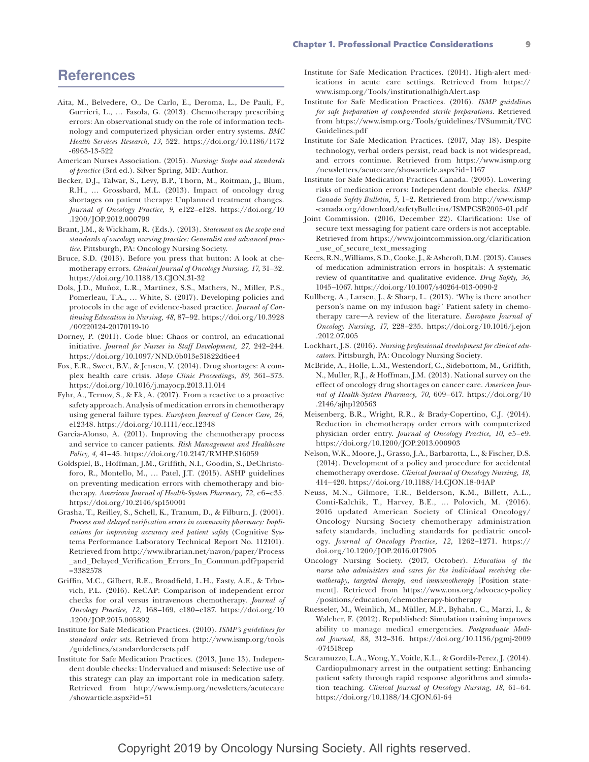# References

Aita, M., Belvedere, O., De Carlo, E., Deroma, L., De Pauli, F., Gurrieri, L., … Fasola, G. (2013). Chemotherapy prescribing errors: An observational study on the role of information technology and computerized physician order entry systems. *BMC Health Services Research, 13,* 522. https://doi.org/10.1186/1472-6963-13-522

American Nurses Association. (2015). *Nursing: Scope and standards of practice* (3rd ed.). Silver Spring, MD: Author.

Becker, D.J., Talwar, S., Levy, B.P., Thorn, M., Roitman, J., Blum, R.H., … Grossbard, M.L. (2013). Impact of oncology drug shortages on patient therapy: Unplanned treatment changes. *Journal of Oncology Practice, 9,* e122–e128. https://doi.org/10.1200/JOP.2012.000799

Brant, J.M., & Wickham, R. (Eds.). (2013). *Statement on the scope and standards of oncology nursing practice: Generalist and advanced practice.* Pittsburgh, PA: Oncology Nursing Society.

Bruce, S.D. (2013). Before you press that button: A look at chemotherapy errors. *Clinical Journal of Oncology Nursing, 17,* 31–32. https://doi.org/10.1188/13.CJON.31-32

Dols, J.D., Muñoz, L.R., Martinez, S.S., Mathers, N., Miller, P.S., Pomerleau, T.A., … White, S. (2017). Developing policies and protocols in the age of evidence-based practice. *Journal of Continuing Education in Nursing, 48,* 87–92. https://doi.org/10.3928/00220124-20170119-10

Dorney, P. (2011). Code blue: Chaos or control, an educational initiative. *Journal for Nurses in Staff Development, 27,* 242–244. https://doi.org/10.1097/NND.0b013e31822d6ee4

Fox, E.R., Sweet, B.V., & Jensen, V. (2014). Drug shortages: A complex health care crisis. *Mayo Clinic Proceedings, 89,* 361–373. https://doi.org/10.1016/j.mayocp.2013.11.014

Fyhr, A., Ternov, S., & Ek, A. (2017). From a reactive to a proactive safety approach. Analysis of medication errors in chemotherapy using general failure types. *European Journal of Cancer Care, 26,* e12348. https://doi.org/10.1111/ecc.12348

Garcia-Alonso, A. (2011). Improving the chemotherapy process and service to cancer patients. *Risk Management and Healthcare Policy, 4,* 41–45. https://doi.org/10.2147/RMHP.S16059

Goldspiel, B., Hoffman, J.M., Griffith, N.I., Goodin, S., DeChristoforo, R., Montello, M., … Patel, J.T. (2015). ASHP guidelines on preventing medication errors with chemotherapy and biotherapy. *American Journal of Health-System Pharmacy, 72,* e6–e35. https://doi.org/10.2146/sp150001

Grasha, T., Reilley, S., Schell, K., Tranum, D., & Filburn, J. (2001). *Process and delayed verification errors in community pharmacy: Implications for improving accuracy and patient safety* (Cognitive Systems Performance Laboratory Technical Report No. 112101). Retrieved from http://www.ibrarian.net/navon/paper/Process_and_Delayed_Verification_Errors_In_Commun.pdf?paperid=3382578

Griffin, M.C., Gilbert, R.E., Broadfield, L.H., Easty, A.E., & Trbovich, P.L. (2016). ReCAP: Comparison of independent error checks for oral versus intravenous chemotherapy. *Journal of Oncology Practice, 12,* 168–169, e180–e187. https://doi.org/10.1200/JOP.2015.005892

Institute for Safe Medication Practices. (2010). *ISMP's guidelines for standard order sets.* Retrieved from http://www.ismp.org/tools/guidelines/standardordersets.pdf

Institute for Safe Medication Practices. (2013, June 13). Independent double checks: Undervalued and misused: Selective use of this strategy can play an important role in medication safety. Retrieved from http://www.ismp.org/newsletters/acutecare/showarticle.aspx?id=51

Institute for Safe Medication Practices. (2014). High-alert medications in acute care settings. Retrieved from https://www.ismp.org/Tools/institutionalhighAlert.asp

Institute for Safe Medication Practices. (2016). *ISMP guidelines for safe preparation of compounded sterile preparations.* Retrieved from https://www.ismp.org/Tools/guidelines/IVSummit/IVCGuidelines.pdf

Institute for Safe Medication Practices. (2017, May 18). Despite technology, verbal orders persist, read back is not widespread, and errors continue. Retrieved from https://www.ismp.org/newsletters/acutecare/showarticle.aspx?id=1167

Institute for Safe Medication Practices Canada. (2005). Lowering risks of medication errors: Independent double checks. *ISMP Canada Safety Bulletin, 5,* 1–2. Retrieved from http://www.ismp-canada.org/download/safetyBulletins/ISMPCSB2005-01.pdf

Joint Commission. (2016, December 22). Clarification: Use of secure text messaging for patient care orders is not acceptable. Retrieved from https://www.jointcommission.org/clarification_use_of_secure_text_messaging

Keers, R.N., Williams, S.D., Cooke, J., & Ashcroft, D.M. (2013). Causes of medication administration errors in hospitals: A systematic review of quantitative and qualitative evidence. *Drug Safety, 36,* 1045–1067. https://doi.org/10.1007/s40264-013-0090-2

Kullberg, A., Larsen, J., & Sharp, L. (2013). 'Why is there another person's name on my infusion bag?' Patient safety in chemotherapy care—A review of the literature. *European Journal of Oncology Nursing, 17,* 228–235. https://doi.org/10.1016/j.ejon.2012.07.005

Lockhart, J.S. (2016). *Nursing professional development for clinical educators.* Pittsburgh, PA: Oncology Nursing Society.

McBride, A., Holle, L.M., Westendorf, C., Sidebottom, M., Griffith, N., Muller, R.J., & Hoffman, J.M. (2013). National survey on the effect of oncology drug shortages on cancer care. *American Journal of Health-System Pharmacy, 70,* 609–617. https://doi.org/10.2146/ajhp120563

Meisenberg, B.R., Wright, R.R., & Brady-Copertino, C.J. (2014). Reduction in chemotherapy order errors with computerized physician order entry. *Journal of Oncology Practice, 10,* e5–e9. https://doi.org/10.1200/JOP.2013.000903

Nelson, W.K., Moore, J., Grasso, J.A., Barbarotta, L., & Fischer, D.S. (2014). Development of a policy and procedure for accidental chemotherapy overdose. *Clinical Journal of Oncology Nursing, 18,* 414–420. https://doi.org/10.1188/14.CJON.18-04AP

Neuss, M.N., Gilmore, T.R., Belderson, K.M., Billett, A.L., Conti-Kalchik, T., Harvey, B.E., … Polovich, M. (2016). 2016 updated American Society of Clinical Oncology/Oncology Nursing Society chemotherapy administration safety standards, including standards for pediatric oncology. *Journal of Oncology Practice, 12,* 1262–1271. https://doi.org/10.1200/JOP.2016.017905

Oncology Nursing Society. (2017, October). *Education of the nurse who administers and cares for the individual receiving chemotherapy, targeted therapy, and immunotherapy* [Position statement]. Retrieved from https://www.ons.org/advocacy-policy/positions/education/chemotherapy-biotherapy

Ruesseler, M., Weinlich, M., Müller, M.P., Byhahn, C., Marzi, I., & Walcher, F. (2012). Republished: Simulation training improves ability to manage medical emergencies. *Postgraduate Medical Journal, 88,* 312–316. https://doi.org/10.1136/pgmj-2009-074518rep

Scaramuzzo, L.A., Wong, Y., Voitle, K.L., & Gordils-Perez, J. (2014). Cardiopulmonary arrest in the outpatient setting: Enhancing patient safety through rapid response algorithms and simulation teaching. *Clinical Journal of Oncology Nursing, 18,* 61–64. https://doi.org/10.1188/14.CJON.61-64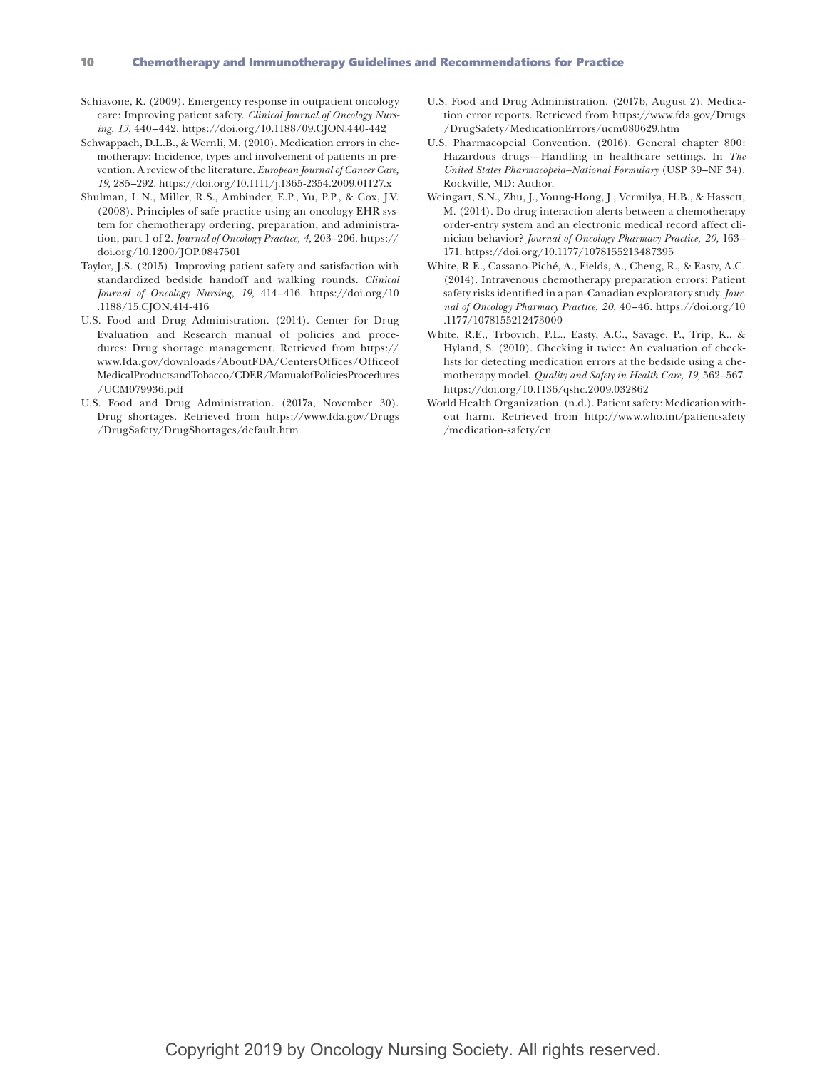Schiavone, R. (2009). Emergency response in outpatient oncology care: Improving patient safety. *Clinical Journal of Oncology Nursing, 13,* 440–442. https://doi.org/10.1188/09.CJON.440-442

Schwappach, D.L.B., & Wernli, M. (2010). Medication errors in chemotherapy: Incidence, types and involvement of patients in prevention. A review of the literature. *European Journal of Cancer Care, 19,* 285–292. https://doi.org/10.1111/j.1365-2354.2009.01127.x

Shulman, L.N., Miller, R.S., Ambinder, E.P., Yu, P.P., & Cox, J.V. (2008). Principles of safe practice using an oncology EHR system for chemotherapy ordering, preparation, and administration, part 1 of 2. *Journal of Oncology Practice, 4,* 203–206. https://doi.org/10.1200/JOP.0847501

Taylor, J.S. (2015). Improving patient safety and satisfaction with standardized bedside handoff and walking rounds. *Clinical Journal of Oncology Nursing, 19,* 414–416. https://doi.org/10.1188/15.CJON.414-416

U.S. Food and Drug Administration. (2014). Center for Drug Evaluation and Research manual of policies and procedures: Drug shortage management. Retrieved from https://www.fda.gov/downloads/AboutFDA/CentersOffices/OfficeofMedicalProductsandTobacco/CDER/ManualofPoliciesProcedures/UCM079936.pdf

U.S. Food and Drug Administration. (2017a, November 30). Drug shortages. Retrieved from https://www.fda.gov/Drugs/DrugSafety/DrugShortages/default.htm

U.S. Food and Drug Administration. (2017b, August 2). Medication error reports. Retrieved from https://www.fda.gov/Drugs/DrugSafety/MedicationErrors/ucm080629.htm

U.S. Pharmacopeial Convention. (2016). General chapter 800: Hazardous drugs—Handling in healthcare settings. In *The United States Pharmacopeia–National Formulary* (USP 39–NF 34). Rockville, MD: Author.

Weingart, S.N., Zhu, J., Young-Hong, J., Vermilya, H.B., & Hassett, M. (2014). Do drug interaction alerts between a chemotherapy order-entry system and an electronic medical record affect clinician behavior? *Journal of Oncology Pharmacy Practice, 20,* 163–171. https://doi.org/10.1177/1078155213487395

White, R.E., Cassano-Piché, A., Fields, A., Cheng, R., & Easty, A.C. (2014). Intravenous chemotherapy preparation errors: Patient safety risks identified in a pan-Canadian exploratory study. *Journal of Oncology Pharmacy Practice, 20,* 40–46. https://doi.org/10.1177/1078155212473000

White, R.E., Trbovich, P.L., Easty, A.C., Savage, P., Trip, K., & Hyland, S. (2010). Checking it twice: An evaluation of checklists for detecting medication errors at the bedside using a chemotherapy model. *Quality and Safety in Health Care, 19,* 562–567. https://doi.org/10.1136/qshc.2009.032862

World Health Organization. (n.d.). Patient safety: Medication without harm. Retrieved from http://www.who.int/patientsafety/medication-safety/en